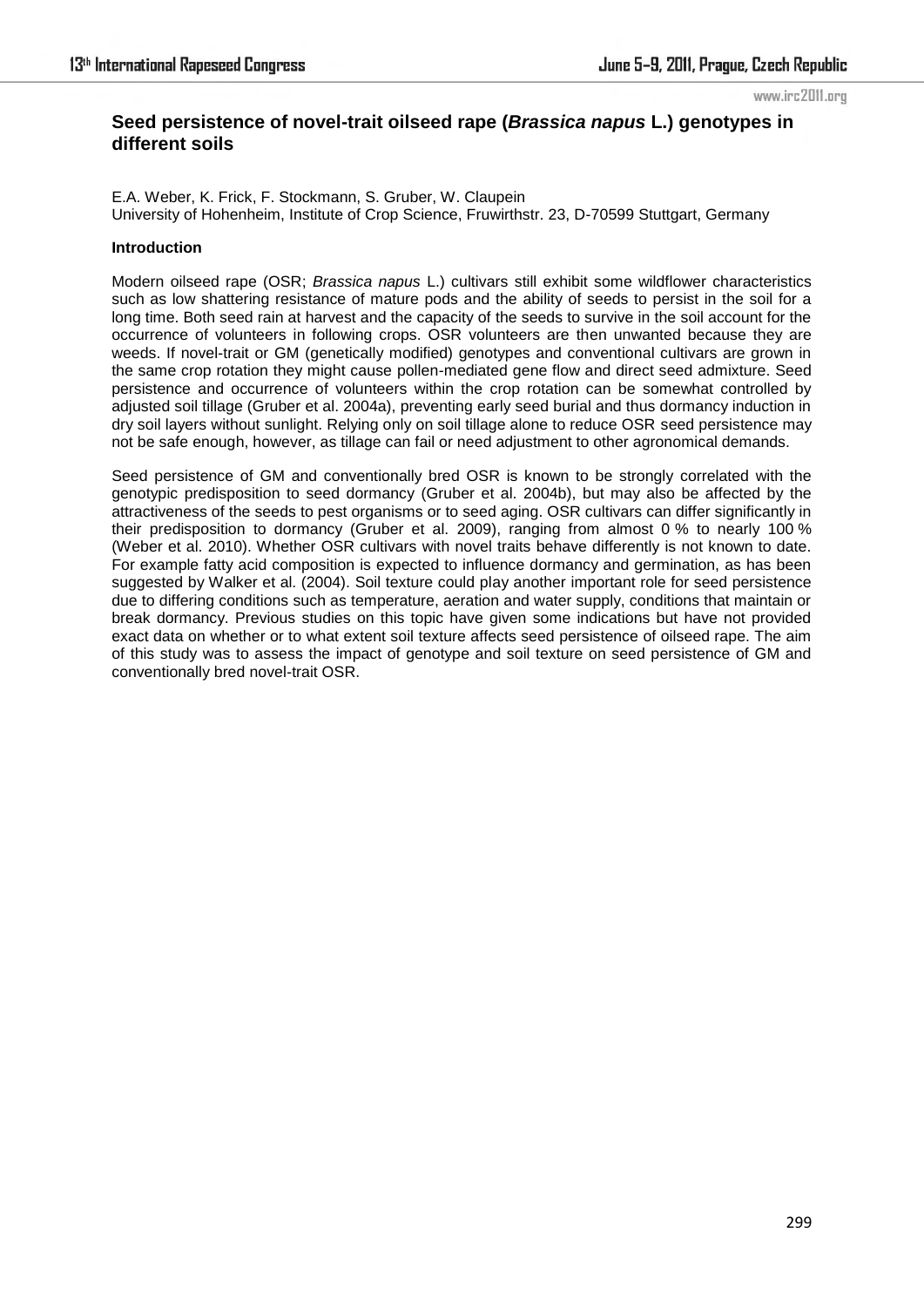# Seed persistence of novel-trait oilseed rape (*Brassica napus* L.) genotypes in different soils

E.A. Weber, K. Frick, F. Stockmann, S. Gruber, W. Claupein
University of Hohenheim, Institute of Crop Science, Fruwirthstr. 23, D-70599 Stuttgart, Germany

## Introduction

Modern oilseed rape (OSR; *Brassica napus* L.) cultivars still exhibit some wildflower characteristics such as low shattering resistance of mature pods and the ability of seeds to persist in the soil for a long time. Both seed rain at harvest and the capacity of the seeds to survive in the soil account for the occurrence of volunteers in following crops. OSR volunteers are then unwanted because they are weeds. If novel-trait or GM (genetically modified) genotypes and conventional cultivars are grown in the same crop rotation they might cause pollen-mediated gene flow and direct seed admixture. Seed persistence and occurrence of volunteers within the crop rotation can be somewhat controlled by adjusted soil tillage (Gruber et al. 2004a), preventing early seed burial and thus dormancy induction in dry soil layers without sunlight. Relying only on soil tillage alone to reduce OSR seed persistence may not be safe enough, however, as tillage can fail or need adjustment to other agronomical demands.

Seed persistence of GM and conventionally bred OSR is known to be strongly correlated with the genotypic predisposition to seed dormancy (Gruber et al. 2004b), but may also be affected by the attractiveness of the seeds to pest organisms or to seed aging. OSR cultivars can differ significantly in their predisposition to dormancy (Gruber et al. 2009), ranging from almost 0 % to nearly 100 % (Weber et al. 2010). Whether OSR cultivars with novel traits behave differently is not known to date. For example fatty acid composition is expected to influence dormancy and germination, as has been suggested by Walker et al. (2004). Soil texture could play another important role for seed persistence due to differing conditions such as temperature, aeration and water supply, conditions that maintain or break dormancy. Previous studies on this topic have given some indications but have not provided exact data on whether or to what extent soil texture affects seed persistence of oilseed rape. The aim of this study was to assess the impact of genotype and soil texture on seed persistence of GM and conventionally bred novel-trait OSR.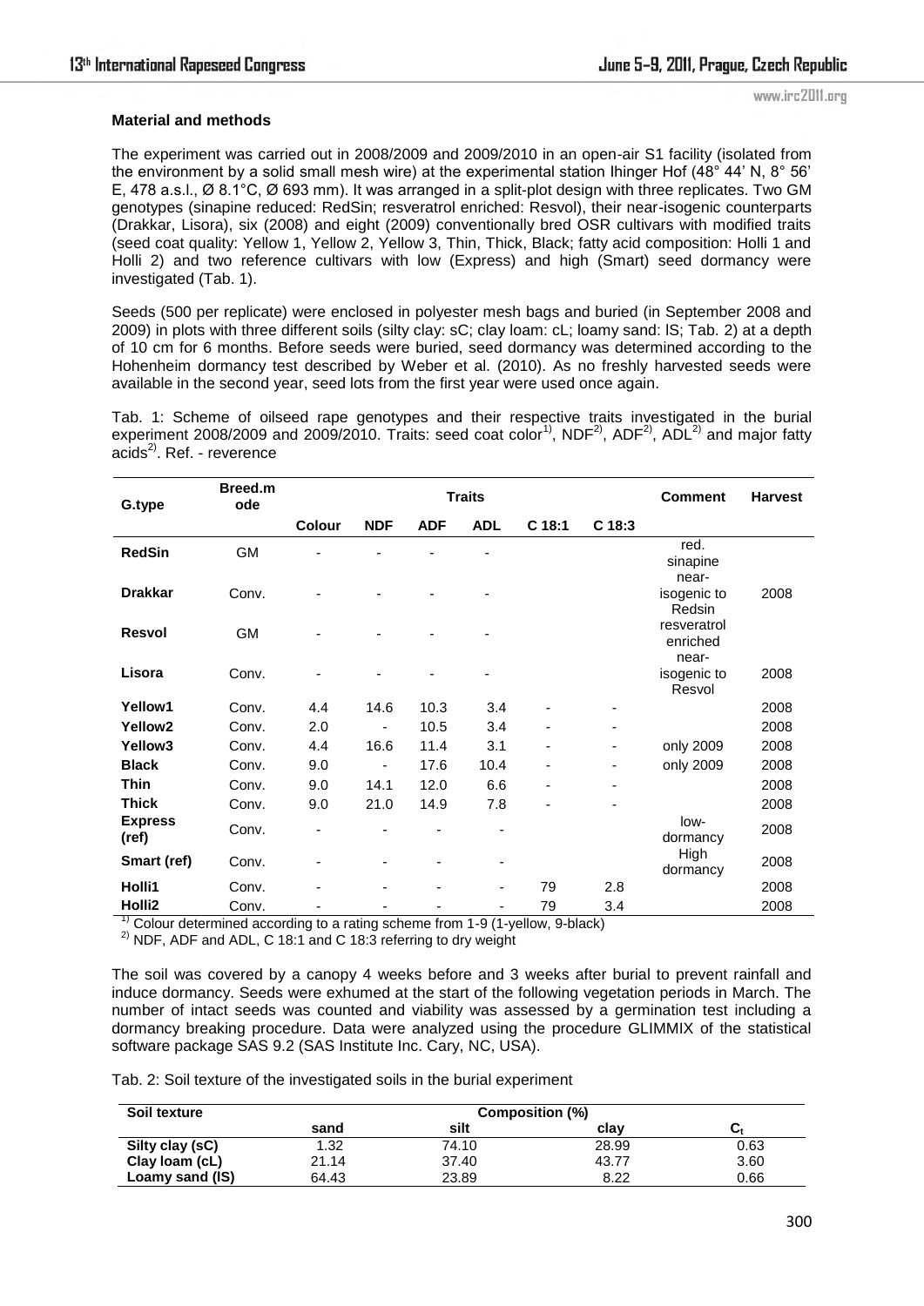**Material and methods**

The experiment was carried out in 2008/2009 and 2009/2010 in an open-air S1 facility (isolated from the environment by a solid small mesh wire) at the experimental station Ihinger Hof (48° 44' N, 8° 56' E, 478 a.s.l., Ø 8.1°C, Ø 693 mm). It was arranged in a split-plot design with three replicates. Two GM genotypes (sinapine reduced: RedSin; resveratrol enriched: Resvol), their near-isogenic counterparts (Drakkar, Lisora), six (2008) and eight (2009) conventionally bred OSR cultivars with modified traits (seed coat quality: Yellow 1, Yellow 2, Yellow 3, Thin, Thick, Black; fatty acid composition: Holli 1 and Holli 2) and two reference cultivars with low (Express) and high (Smart) seed dormancy were investigated (Tab. 1).

Seeds (500 per replicate) were enclosed in polyester mesh bags and buried (in September 2008 and 2009) in plots with three different soils (silty clay: sC; clay loam: cL; loamy sand: lS; Tab. 2) at a depth of 10 cm for 6 months. Before seeds were buried, seed dormancy was determined according to the Hohenheim dormancy test described by Weber et al. (2010). As no freshly harvested seeds were available in the second year, seed lots from the first year were used once again.

Tab. 1: Scheme of oilseed rape genotypes and their respective traits investigated in the burial experiment 2008/2009 and 2009/2010. Traits: seed coat color[1)], NDF[2)], ADF[2)], ADL[2)] and major fatty acids[2)]. Ref. - reverence

| G.type | Breed.mode | Traits | | | | | | Comment | Harvest |
|---|---|---|---|---|---|---|---|---|---|
| | | Colour | NDF | ADF | ADL | C 18:1 | C 18:3 | | |
| **RedSin** | GM | - | - | - | - | | | red. sinapine | |
| **Drakkar** | Conv. | - | - | - | - | | | near-isogenic to Redsin | 2008 |
| **Resvol** | GM | - | - | - | - | | | resveratrol enriched | |
| **Lisora** | Conv. | - | - | - | - | | | near-isogenic to Resvol | 2008 |
| **Yellow1** | Conv. | 4.4 | 14.6 | 10.3 | 3.4 | - | - | | 2008 |
| **Yellow2** | Conv. | 2.0 | - | 10.5 | 3.4 | - | - | | 2008 |
| **Yellow3** | Conv. | 4.4 | 16.6 | 11.4 | 3.1 | - | - | only 2009 | 2008 |
| **Black** | Conv. | 9.0 | - | 17.6 | 10.4 | - | - | only 2009 | 2008 |
| **Thin** | Conv. | 9.0 | 14.1 | 12.0 | 6.6 | - | - | | 2008 |
| **Thick** | Conv. | 9.0 | 21.0 | 14.9 | 7.8 | - | - | | 2008 |
| **Express (ref)** | Conv. | - | - | - | - | | | low-dormancy | 2008 |
| **Smart (ref)** | Conv. | - | - | - | - | | | High dormancy | 2008 |
| **Holli1** | Conv. | - | - | - | - | 79 | 2.8 | | 2008 |
| **Holli2** | Conv. | - | - | - | - | 79 | 3.4 | | 2008 |

[1)] Colour determined according to a rating scheme from 1-9 (1-yellow, 9-black)

[2)] NDF, ADF and ADL, C 18:1 and C 18:3 referring to dry weight

The soil was covered by a canopy 4 weeks before and 3 weeks after burial to prevent rainfall and induce dormancy. Seeds were exhumed at the start of the following vegetation periods in March. The number of intact seeds was counted and viability was assessed by a germination test including a dormancy breaking procedure. Data were analyzed using the procedure GLIMMIX of the statistical software package SAS 9.2 (SAS Institute Inc. Cary, NC, USA).

Tab. 2: Soil texture of the investigated soils in the burial experiment

| Soil texture | Composition (%) | | | |
|---|---|---|---|---|
| | sand | silt | clay | $C_t$ |
| **Silty clay (sC)** | 1.32 | 74.10 | 28.99 | 0.63 |
| **Clay loam (cL)** | 21.14 | 37.40 | 43.77 | 3.60 |
| **Loamy sand (lS)** | 64.43 | 23.89 | 8.22 | 0.66 |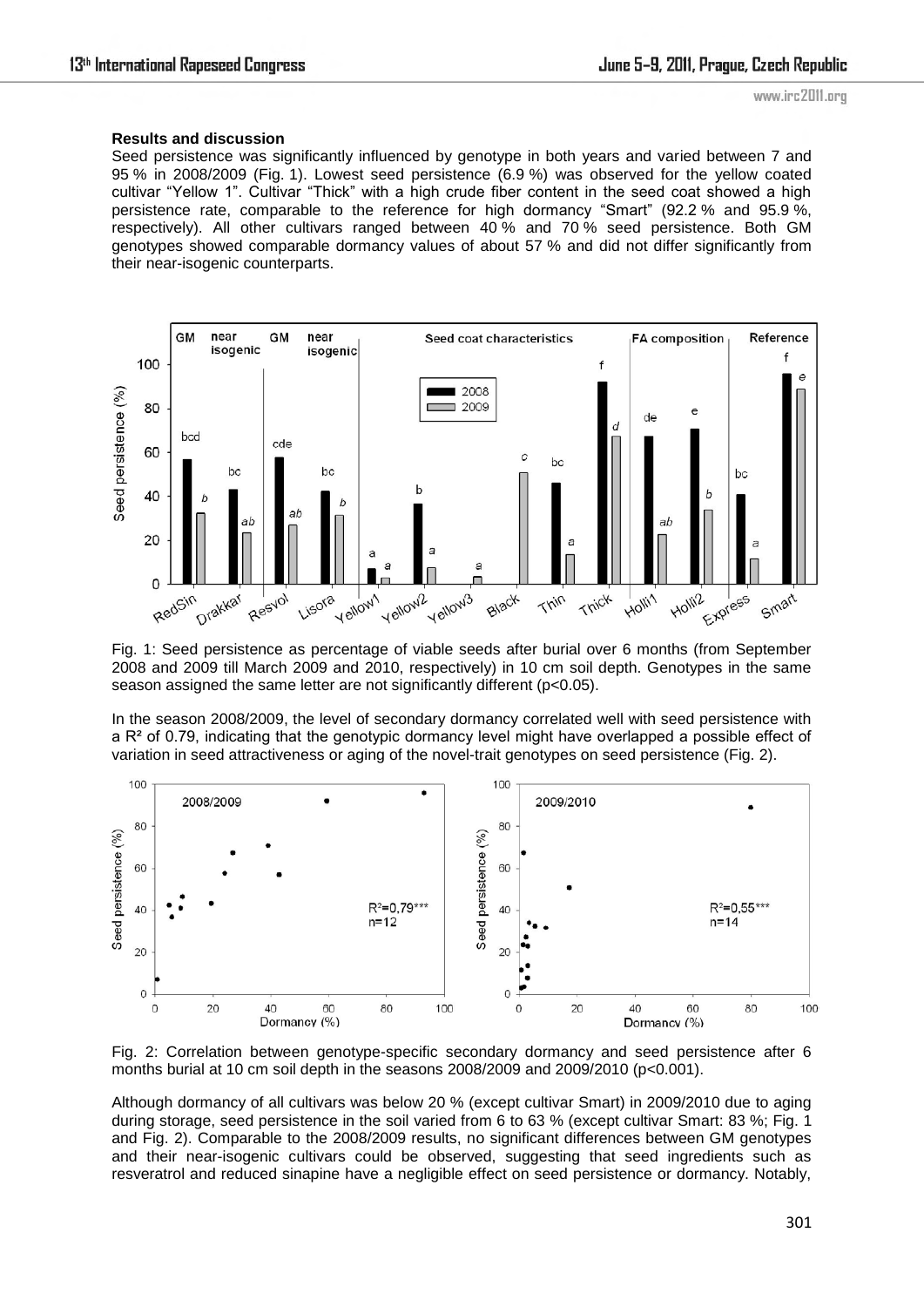**Results and discussion**

Seed persistence was significantly influenced by genotype in both years and varied between 7 and 95 % in 2008/2009 (Fig. 1). Lowest seed persistence (6.9 %) was observed for the yellow coated cultivar "Yellow 1". Cultivar "Thick" with a high crude fiber content in the seed coat showed a high persistence rate, comparable to the reference for high dormancy "Smart" (92.2 % and 95.9 %, respectively). All other cultivars ranged between 40 % and 70 % seed persistence. Both GM genotypes showed comparable dormancy values of about 57 % and did not differ significantly from their near-isogenic counterparts.

Fig. 1: Seed persistence as percentage of viable seeds after burial over 6 months (from September 2008 and 2009 till March 2009 and 2010, respectively) in 10 cm soil depth. Genotypes in the same season assigned the same letter are not significantly different ($p<0.05$).

In the season 2008/2009, the level of secondary dormancy correlated well with seed persistence with a $R^2$ of 0.79, indicating that the genotypic dormancy level might have overlapped a possible effect of variation in seed attractiveness or aging of the novel-trait genotypes on seed persistence (Fig. 2).

Fig. 2: Correlation between genotype-specific secondary dormancy and seed persistence after 6 months burial at 10 cm soil depth in the seasons 2008/2009 and 2009/2010 ($p<0.001$).

Although dormancy of all cultivars was below 20 % (except cultivar Smart) in 2009/2010 due to aging during storage, seed persistence in the soil varied from 6 to 63 % (except cultivar Smart: 83 %; Fig. 1 and Fig. 2). Comparable to the 2008/2009 results, no significant differences between GM genotypes and their near-isogenic cultivars could be observed, suggesting that seed ingredients such as resveratrol and reduced sinapine have a negligible effect on seed persistence or dormancy. Notably,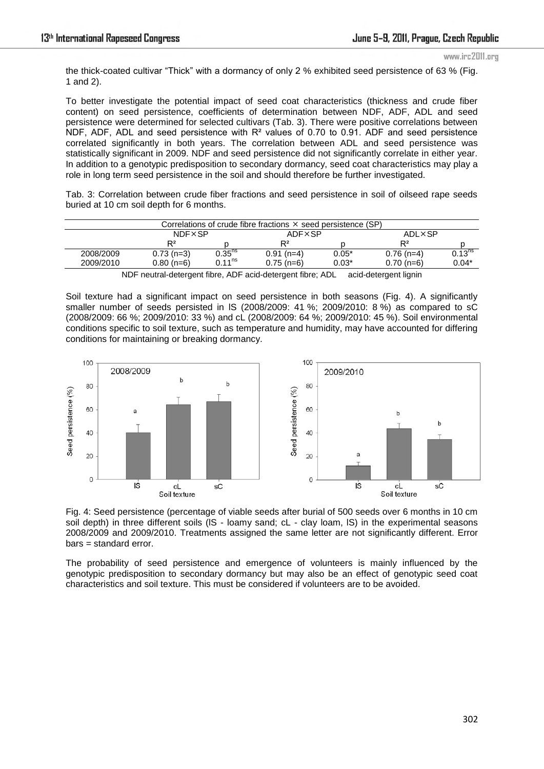the thick-coated cultivar "Thick" with a dormancy of only 2 % exhibited seed persistence of 63 % (Fig. 1 and 2).

To better investigate the potential impact of seed coat characteristics (thickness and crude fiber content) on seed persistence, coefficients of determination between NDF, ADF, ADL and seed persistence were determined for selected cultivars (Tab. 3). There were positive correlations between NDF, ADF, ADL and seed persistence with $R^2$ values of 0.70 to 0.91. ADF and seed persistence correlated significantly in both years. The correlation between ADL and seed persistence was statistically significant in 2009. NDF and seed persistence did not significantly correlate in either year. In addition to a genotypic predisposition to secondary dormancy, seed coat characteristics may play a role in long term seed persistence in the soil and should therefore be further investigated.

Tab. 3: Correlation between crude fiber fractions and seed persistence in soil of oilseed rape seeds buried at 10 cm soil depth for 6 months.

| Correlations of crude fibre fractions × seed persistence (SP) | | | | | | |
|---|---|---|---|---|---|---|
| | NDF×SP | | ADF×SP | | ADL×SP | |
| | $R^2$ | p | $R^2$ | p | $R^2$ | p |
| 2008/2009 | 0.73 (n=3) | $0.35^{ns}$ | 0.91 (n=4) | 0.05* | 0.76 (n=4) | $0.13^{ns}$ |
| 2009/2010 | 0.80 (n=6) | $0.11^{ns}$ | 0.75 (n=6) | 0.03* | 0.70 (n=6) | 0.04* |

NDF neutral-detergent fibre, ADF acid-detergent fibre; ADL acid-detergent lignin

Soil texture had a significant impact on seed persistence in both seasons (Fig. 4). A significantly smaller number of seeds persisted in lS (2008/2009: 41 %; 2009/2010: 8 %) as compared to sC (2008/2009: 66 %; 2009/2010: 33 %) and cL (2008/2009: 64 %; 2009/2010: 45 %). Soil environmental conditions specific to soil texture, such as temperature and humidity, may have accounted for differing conditions for maintaining or breaking dormancy.

Fig. 4: Seed persistence (percentage of viable seeds after burial of 500 seeds over 6 months in 10 cm soil depth) in three different soils (lS - loamy sand; cL - clay loam, lS) in the experimental seasons 2008/2009 and 2009/2010. Treatments assigned the same letter are not significantly different. Error bars = standard error.

The probability of seed persistence and emergence of volunteers is mainly influenced by the genotypic predisposition to secondary dormancy but may also be an effect of genotypic seed coat characteristics and soil texture. This must be considered if volunteers are to be avoided.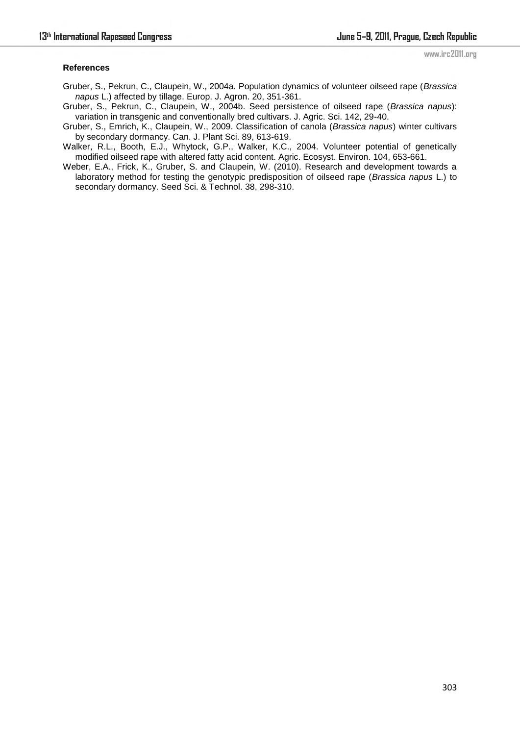**References**

Gruber, S., Pekrun, C., Claupein, W., 2004a. Population dynamics of volunteer oilseed rape (*Brassica napus* L.) affected by tillage. Europ. J. Agron. 20, 351-361.

Gruber, S., Pekrun, C., Claupein, W., 2004b. Seed persistence of oilseed rape (*Brassica napus*): variation in transgenic and conventionally bred cultivars. J. Agric. Sci. 142, 29-40.

Gruber, S., Emrich, K., Claupein, W., 2009. Classification of canola (*Brassica napus*) winter cultivars by secondary dormancy. Can. J. Plant Sci. 89, 613-619.

Walker, R.L., Booth, E.J., Whytock, G.P., Walker, K.C., 2004. Volunteer potential of genetically modified oilseed rape with altered fatty acid content. Agric. Ecosyst. Environ. 104, 653-661.

Weber, E.A., Frick, K., Gruber, S. and Claupein, W. (2010). Research and development towards a laboratory method for testing the genotypic predisposition of oilseed rape (*Brassica napus* L.) to secondary dormancy. Seed Sci. & Technol. 38, 298-310.